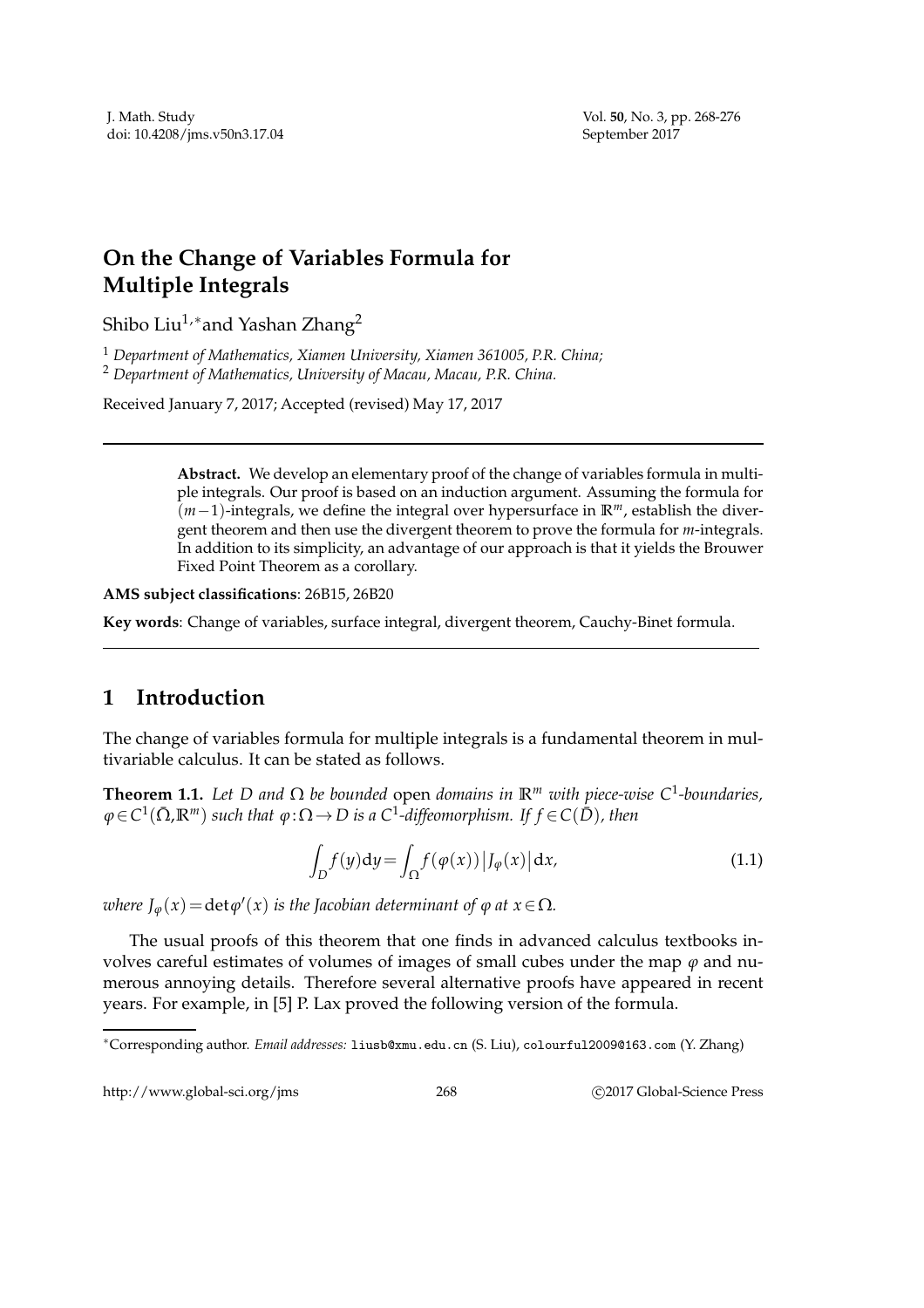# On the Change of Variables Formula for Multiple Integrals

Shibo Liu[1,*] and Yashan Zhang[2]

[1] *Department of Mathematics, Xiamen University, Xiamen 361005, P.R. China;*
[2] *Department of Mathematics, University of Macau, Macau, P.R. China.*

Received January 7, 2017; Accepted (revised) May 17, 2017

---

**Abstract.** We develop an elementary proof of the change of variables formula in multiple integrals. Our proof is based on an induction argument. Assuming the formula for $(m-1)$-integrals, we define the integral over hypersurface in $\mathbb{R}^m$, establish the divergent theorem and then use the divergent theorem to prove the formula for $m$-integrals. In addition to its simplicity, an advantage of our approach is that it yields the Brouwer Fixed Point Theorem as a corollary.

**AMS subject classifications**: 26B15, 26B20

**Key words**: Change of variables, surface integral, divergent theorem, Cauchy-Binet formula.

---

## 1 Introduction

The change of variables formula for multiple integrals is a fundamental theorem in multivariable calculus. It can be stated as follows.

**Theorem 1.1.** *Let $D$ and $\Omega$ be bounded* open *domains in $\mathbb{R}^m$ with piece-wise $C^1$-boundaries, $\varphi \in C^1(\bar{\Omega}, \mathbb{R}^m)$ such that $\varphi: \Omega \to D$ is a $C^1$-diffeomorphism. If $f \in C(\bar{D})$, then*

$$\int_D f(y)\mathrm{d}y = \int_\Omega f(\varphi(x))\left|J_\varphi(x)\right|\mathrm{d}x, \tag{1.1}$$

*where $J_\varphi(x) = \det\varphi'(x)$ is the Jacobian determinant of $\varphi$ at $x \in \Omega$.*

The usual proofs of this theorem that one finds in advanced calculus textbooks involves careful estimates of volumes of images of small cubes under the map $\varphi$ and numerous annoying details. Therefore several alternative proofs have appeared in recent years. For example, in [5] P. Lax proved the following version of the formula.

---

*Corresponding author. *Email addresses:* liusb@xmu.edu.cn (S. Liu), colourful2009@163.com (Y. Zhang)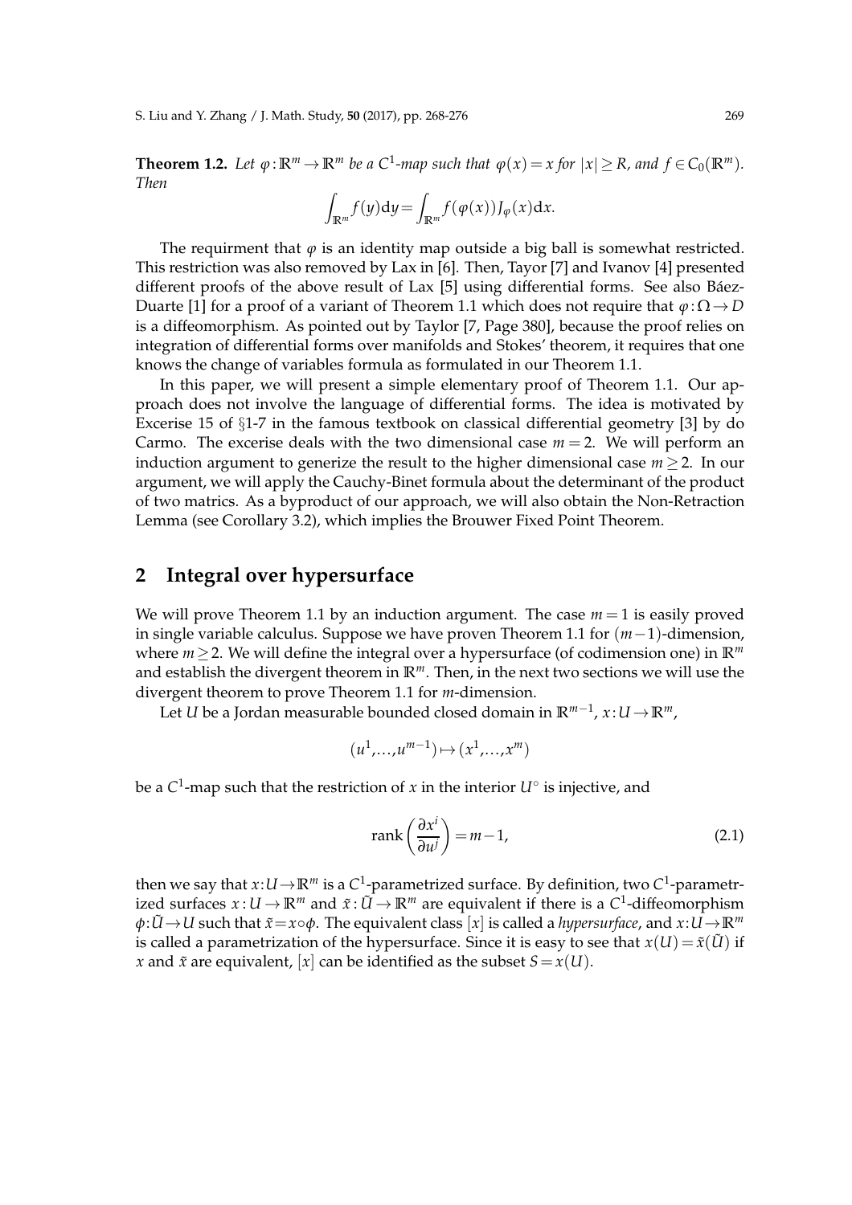**Theorem 1.2.** *Let $\varphi:\mathbb{R}^m\to\mathbb{R}^m$ be a $C^1$-map such that $\varphi(x)=x$ for $|x|\geq R$, and $f\in C_0(\mathbb{R}^m)$. Then*

$$\int_{\mathbb{R}^m} f(y)\mathrm{d}y=\int_{\mathbb{R}^m} f(\varphi(x))J_\varphi(x)\mathrm{d}x.$$

The requirment that $\varphi$ is an identity map outside a big ball is somewhat restricted. This restriction was also removed by Lax in [6]. Then, Tayor [7] and Ivanov [4] presented different proofs of the above result of Lax [5] using differential forms. See also Báez-Duarte [1] for a proof of a variant of Theorem 1.1 which does not require that $\varphi:\Omega\to D$ is a diffeomorphism. As pointed out by Taylor [7, Page 380], because the proof relies on integration of differential forms over manifolds and Stokes' theorem, it requires that one knows the change of variables formula as formulated in our Theorem 1.1.

In this paper, we will present a simple elementary proof of Theorem 1.1. Our approach does not involve the language of differential forms. The idea is motivated by Excerise 15 of §1-7 in the famous textbook on classical differential geometry [3] by do Carmo. The excerise deals with the two dimensional case $m=2$. We will perform an induction argument to generize the result to the higher dimensional case $m\geq 2$. In our argument, we will apply the Cauchy-Binet formula about the determinant of the product of two matrics. As a byproduct of our approach, we will also obtain the Non-Retraction Lemma (see Corollary 3.2), which implies the Brouwer Fixed Point Theorem.

## 2 Integral over hypersurface

We will prove Theorem 1.1 by an induction argument. The case $m=1$ is easily proved in single variable calculus. Suppose we have proven Theorem 1.1 for $(m-1)$-dimension, where $m\geq 2$. We will define the integral over a hypersurface (of codimension one) in $\mathbb{R}^m$ and establish the divergent theorem in $\mathbb{R}^m$. Then, in the next two sections we will use the divergent theorem to prove Theorem 1.1 for $m$-dimension.

Let $U$ be a Jordan measurable bounded closed domain in $\mathbb{R}^{m-1}$, $x:U\to\mathbb{R}^m$,

$$(u^1,\dots,u^{m-1})\mapsto(x^1,\dots,x^m)$$

be a $C^1$-map such that the restriction of $x$ in the interior $U^\circ$ is injective, and

$$\operatorname{rank}\left(\frac{\partial x^i}{\partial u^j}\right)=m-1, \tag{2.1}$$

then we say that $x:U\to\mathbb{R}^m$ is a $C^1$-parametrized surface. By definition, two $C^1$-parametrized surfaces $x:U\to\mathbb{R}^m$ and $\tilde{x}:\tilde{U}\to\mathbb{R}^m$ are equivalent if there is a $C^1$-diffeomorphism $\phi:\tilde{U}\to U$ such that $\tilde{x}=x\circ\phi$. The equivalent class $[x]$ is called a *hypersurface*, and $x:U\to\mathbb{R}^m$ is called a parametrization of the hypersurface. Since it is easy to see that $x(U)=\tilde{x}(\tilde{U})$ if $x$ and $\tilde{x}$ are equivalent, $[x]$ can be identified as the subset $S=x(U)$.